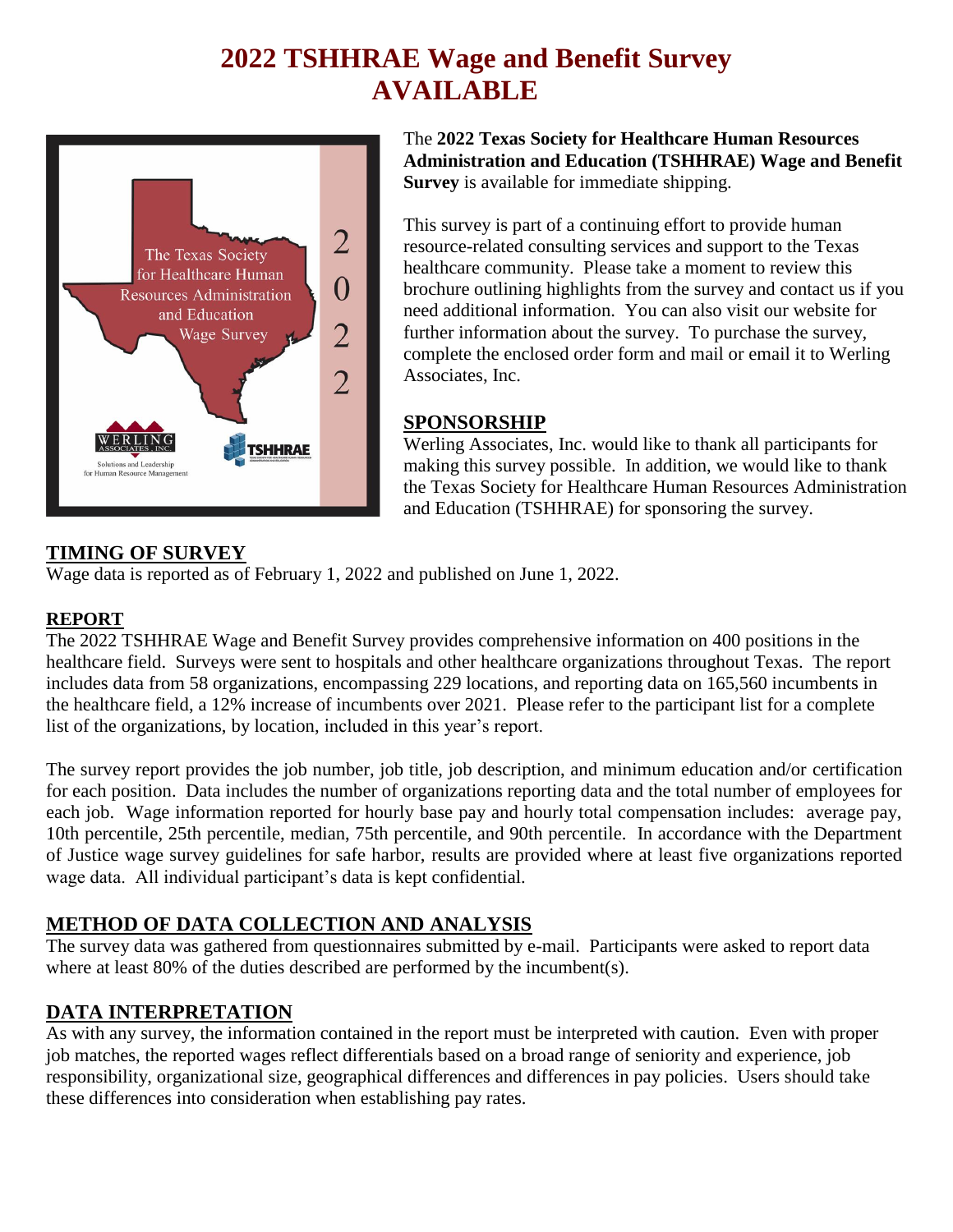# 2022 TSHHRAE Wage and Benefit Survey AVAILABLE

The **2022 Texas Society for Healthcare Human Resources Administration and Education (TSHHRAE) Wage and Benefit Survey** is available for immediate shipping.

This survey is part of a continuing effort to provide human resource-related consulting services and support to the Texas healthcare community. Please take a moment to review this brochure outlining highlights from the survey and contact us if you need additional information. You can also visit our website for further information about the survey. To purchase the survey, complete the enclosed order form and mail or email it to Werling Associates, Inc.

## SPONSORSHIP

Werling Associates, Inc. would like to thank all participants for making this survey possible. In addition, we would like to thank the Texas Society for Healthcare Human Resources Administration and Education (TSHHRAE) for sponsoring the survey.

## TIMING OF SURVEY

Wage data is reported as of February 1, 2022 and published on June 1, 2022.

## REPORT

The 2022 TSHHRAE Wage and Benefit Survey provides comprehensive information on 400 positions in the healthcare field. Surveys were sent to hospitals and other healthcare organizations throughout Texas. The report includes data from 58 organizations, encompassing 229 locations, and reporting data on 165,560 incumbents in the healthcare field, a 12% increase of incumbents over 2021. Please refer to the participant list for a complete list of the organizations, by location, included in this year's report.

The survey report provides the job number, job title, job description, and minimum education and/or certification for each position. Data includes the number of organizations reporting data and the total number of employees for each job. Wage information reported for hourly base pay and hourly total compensation includes: average pay, 10th percentile, 25th percentile, median, 75th percentile, and 90th percentile. In accordance with the Department of Justice wage survey guidelines for safe harbor, results are provided where at least five organizations reported wage data. All individual participant's data is kept confidential.

## METHOD OF DATA COLLECTION AND ANALYSIS

The survey data was gathered from questionnaires submitted by e-mail. Participants were asked to report data where at least 80% of the duties described are performed by the incumbent(s).

## DATA INTERPRETATION

As with any survey, the information contained in the report must be interpreted with caution. Even with proper job matches, the reported wages reflect differentials based on a broad range of seniority and experience, job responsibility, organizational size, geographical differences and differences in pay policies. Users should take these differences into consideration when establishing pay rates.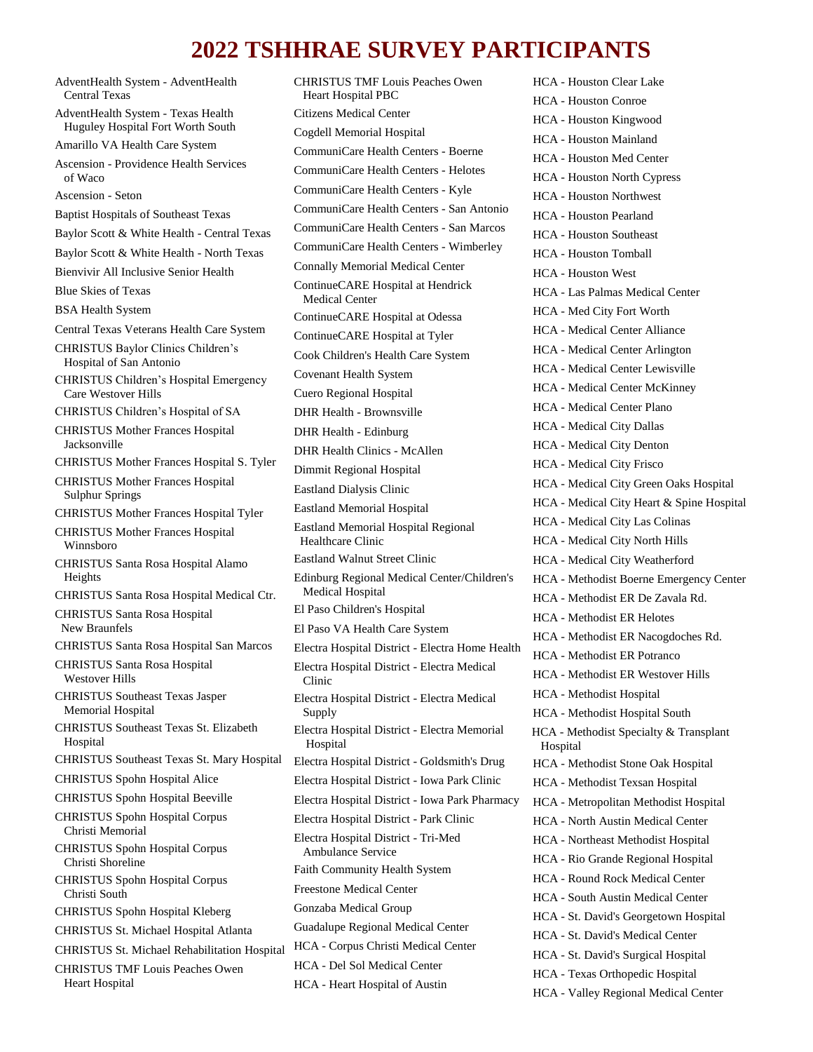# 2022 TSHHRAE SURVEY PARTICIPANTS

AdventHealth System - AdventHealth Central Texas

AdventHealth System - Texas Health Huguley Hospital Fort Worth South

Amarillo VA Health Care System

Ascension - Providence Health Services of Waco

Ascension - Seton

Baptist Hospitals of Southeast Texas

Baylor Scott & White Health - Central Texas

Baylor Scott & White Health - North Texas

Bienvivir All Inclusive Senior Health

Blue Skies of Texas

BSA Health System

Central Texas Veterans Health Care System

CHRISTUS Baylor Clinics Children's Hospital of San Antonio

CHRISTUS Children's Hospital Emergency Care Westover Hills

CHRISTUS Children's Hospital of SA

CHRISTUS Mother Frances Hospital Jacksonville

CHRISTUS Mother Frances Hospital S. Tyler

CHRISTUS Mother Frances Hospital Sulphur Springs

CHRISTUS Mother Frances Hospital Tyler

CHRISTUS Mother Frances Hospital Winnsboro

CHRISTUS Santa Rosa Hospital Alamo Heights

CHRISTUS Santa Rosa Hospital Medical Ctr.

CHRISTUS Santa Rosa Hospital New Braunfels

CHRISTUS Santa Rosa Hospital San Marcos

CHRISTUS Santa Rosa Hospital Westover Hills

CHRISTUS Southeast Texas Jasper Memorial Hospital

CHRISTUS Southeast Texas St. Elizabeth Hospital

CHRISTUS Southeast Texas St. Mary Hospital

CHRISTUS Spohn Hospital Alice

CHRISTUS Spohn Hospital Beeville

CHRISTUS Spohn Hospital Corpus Christi Memorial

CHRISTUS Spohn Hospital Corpus Christi Shoreline

CHRISTUS Spohn Hospital Corpus Christi South

CHRISTUS Spohn Hospital Kleberg

CHRISTUS St. Michael Hospital Atlanta

CHRISTUS St. Michael Rehabilitation Hospital

CHRISTUS TMF Louis Peaches Owen Heart Hospital

CHRISTUS TMF Louis Peaches Owen Heart Hospital PBC

Citizens Medical Center

Cogdell Memorial Hospital

CommuniCare Health Centers - Boerne

CommuniCare Health Centers - Helotes

CommuniCare Health Centers - Kyle

CommuniCare Health Centers - San Antonio

CommuniCare Health Centers - San Marcos

CommuniCare Health Centers - Wimberley

Connally Memorial Medical Center

ContinueCARE Hospital at Hendrick Medical Center

ContinueCARE Hospital at Odessa

ContinueCARE Hospital at Tyler

Cook Children's Health Care System

Covenant Health System

Cuero Regional Hospital

DHR Health - Brownsville

DHR Health - Edinburg

DHR Health Clinics - McAllen

Dimmit Regional Hospital

Eastland Dialysis Clinic

Eastland Memorial Hospital

Eastland Memorial Hospital Regional Healthcare Clinic

Eastland Walnut Street Clinic

Edinburg Regional Medical Center/Children's Medical Hospital

El Paso Children's Hospital

El Paso VA Health Care System

Electra Hospital District - Electra Home Health

Electra Hospital District - Electra Medical Clinic

Electra Hospital District - Electra Medical Supply

Electra Hospital District - Electra Memorial Hospital

Electra Hospital District - Goldsmith's Drug

Electra Hospital District - Iowa Park Clinic

Electra Hospital District - Iowa Park Pharmacy

Electra Hospital District - Park Clinic

Electra Hospital District - Tri-Med Ambulance Service

Faith Community Health System

Freestone Medical Center

Gonzaba Medical Group

Guadalupe Regional Medical Center

HCA - Corpus Christi Medical Center

HCA - Del Sol Medical Center

HCA - Heart Hospital of Austin

HCA - Houston Clear Lake

HCA - Houston Conroe

HCA - Houston Kingwood

HCA - Houston Mainland

HCA - Houston Med Center

HCA - Houston North Cypress

HCA - Houston Northwest

HCA - Houston Pearland

HCA - Houston Southeast

HCA - Houston Tomball

HCA - Houston West

HCA - Las Palmas Medical Center

HCA - Med City Fort Worth

HCA - Medical Center Alliance

HCA - Medical Center Arlington

HCA - Medical Center Lewisville

HCA - Medical Center McKinney

HCA - Medical Center Plano

HCA - Medical City Dallas

HCA - Medical City Denton

HCA - Medical City Frisco

HCA - Medical City Green Oaks Hospital

HCA - Medical City Heart & Spine Hospital

HCA - Medical City Las Colinas

HCA - Medical City North Hills

HCA - Medical City Weatherford

HCA - Methodist Boerne Emergency Center

HCA - Methodist ER De Zavala Rd.

HCA - Methodist ER Helotes

HCA - Methodist ER Nacogdoches Rd.

HCA - Methodist ER Potranco

HCA - Methodist ER Westover Hills

HCA - Methodist Hospital

HCA - Methodist Hospital South

HCA - Methodist Specialty & Transplant Hospital

HCA - Methodist Stone Oak Hospital

HCA - Methodist Texsan Hospital

HCA - Metropolitan Methodist Hospital

HCA - North Austin Medical Center

HCA - Northeast Methodist Hospital

HCA - Rio Grande Regional Hospital

HCA - Round Rock Medical Center

HCA - South Austin Medical Center

HCA - St. David's Georgetown Hospital

HCA - St. David's Medical Center

HCA - St. David's Surgical Hospital

HCA - Texas Orthopedic Hospital

HCA - Valley Regional Medical Center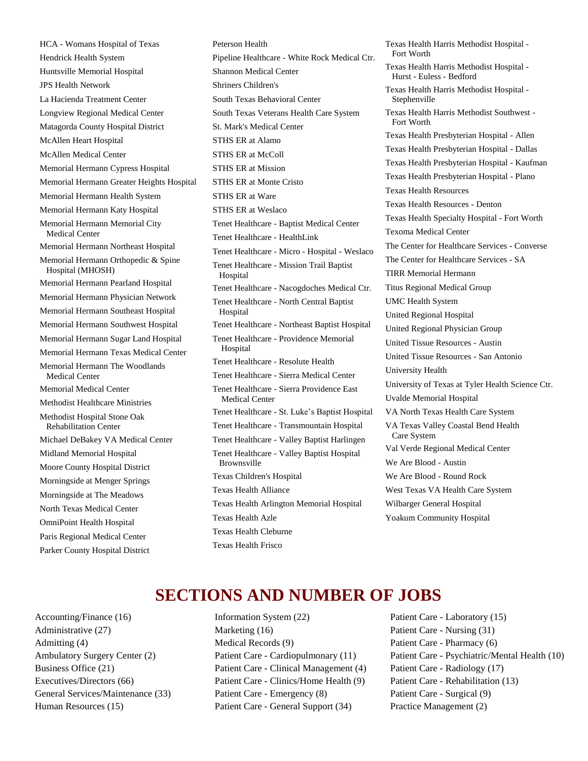HCA - Womans Hospital of Texas
Hendrick Health System
Huntsville Memorial Hospital
JPS Health Network
La Hacienda Treatment Center
Longview Regional Medical Center
Matagorda County Hospital District
McAllen Heart Hospital
McAllen Medical Center
Memorial Hermann Cypress Hospital
Memorial Hermann Greater Heights Hospital
Memorial Hermann Health System
Memorial Hermann Katy Hospital
Memorial Hermann Memorial City Medical Center
Memorial Hermann Northeast Hospital
Memorial Hermann Orthopedic & Spine Hospital (MHOSH)
Memorial Hermann Pearland Hospital
Memorial Hermann Physician Network
Memorial Hermann Southeast Hospital
Memorial Hermann Southwest Hospital
Memorial Hermann Sugar Land Hospital
Memorial Hermann Texas Medical Center
Memorial Hermann The Woodlands Medical Center
Memorial Medical Center
Methodist Healthcare Ministries
Methodist Hospital Stone Oak Rehabilitation Center
Michael DeBakey VA Medical Center
Midland Memorial Hospital
Moore County Hospital District
Morningside at Menger Springs
Morningside at The Meadows
North Texas Medical Center
OmniPoint Health Hospital
Paris Regional Medical Center
Parker County Hospital District
Peterson Health
Pipeline Healthcare - White Rock Medical Ctr.
Shannon Medical Center
Shriners Children's
South Texas Behavioral Center
South Texas Veterans Health Care System
St. Mark's Medical Center
STHS ER at Alamo
STHS ER at McColl
STHS ER at Mission
STHS ER at Monte Cristo
STHS ER at Ware
STHS ER at Weslaco
Tenet Healthcare - Baptist Medical Center
Tenet Healthcare - HealthLink
Tenet Healthcare - Micro - Hospital - Weslaco
Tenet Healthcare - Mission Trail Baptist Hospital
Tenet Healthcare - Nacogdoches Medical Ctr.
Tenet Healthcare - North Central Baptist Hospital
Tenet Healthcare - Northeast Baptist Hospital
Tenet Healthcare - Providence Memorial Hospital
Tenet Healthcare - Resolute Health
Tenet Healthcare - Sierra Medical Center
Tenet Healthcare - Sierra Providence East Medical Center
Tenet Healthcare - St. Luke’s Baptist Hospital
Tenet Healthcare - Transmountain Hospital
Tenet Healthcare - Valley Baptist Harlingen
Tenet Healthcare - Valley Baptist Hospital Brownsville
Texas Children's Hospital
Texas Health Alliance
Texas Health Arlington Memorial Hospital
Texas Health Azle
Texas Health Cleburne
Texas Health Frisco
Texas Health Harris Methodist Hospital - Fort Worth
Texas Health Harris Methodist Hospital - Hurst - Euless - Bedford
Texas Health Harris Methodist Hospital - Stephenville
Texas Health Harris Methodist Southwest - Fort Worth
Texas Health Presbyterian Hospital - Allen
Texas Health Presbyterian Hospital - Dallas
Texas Health Presbyterian Hospital - Kaufman
Texas Health Presbyterian Hospital - Plano
Texas Health Resources
Texas Health Resources - Denton
Texas Health Specialty Hospital - Fort Worth
Texoma Medical Center
The Center for Healthcare Services - Converse
The Center for Healthcare Services - SA
TIRR Memorial Hermann
Titus Regional Medical Group
UMC Health System
United Regional Hospital
United Regional Physician Group
United Tissue Resources - Austin
United Tissue Resources - San Antonio
University Health
University of Texas at Tyler Health Science Ctr.
Uvalde Memorial Hospital
VA North Texas Health Care System
VA Texas Valley Coastal Bend Health Care System
Val Verde Regional Medical Center
We Are Blood - Austin
We Are Blood - Round Rock
West Texas VA Health Care System
Wilbarger General Hospital
Yoakum Community Hospital

# SECTIONS AND NUMBER OF JOBS

Accounting/Finance (16)
Administrative (27)
Admitting (4)
Ambulatory Surgery Center (2)
Business Office (21)
Executives/Directors (66)
General Services/Maintenance (33)
Human Resources (15)
Information System (22)
Marketing (16)
Medical Records (9)
Patient Care - Cardiopulmonary (11)
Patient Care - Clinical Management (4)
Patient Care - Clinics/Home Health (9)
Patient Care - Emergency (8)
Patient Care - General Support (34)
Patient Care - Laboratory (15)
Patient Care - Nursing (31)
Patient Care - Pharmacy (6)
Patient Care - Psychiatric/Mental Health (10)
Patient Care - Radiology (17)
Patient Care - Rehabilitation (13)
Patient Care - Surgical (9)
Practice Management (2)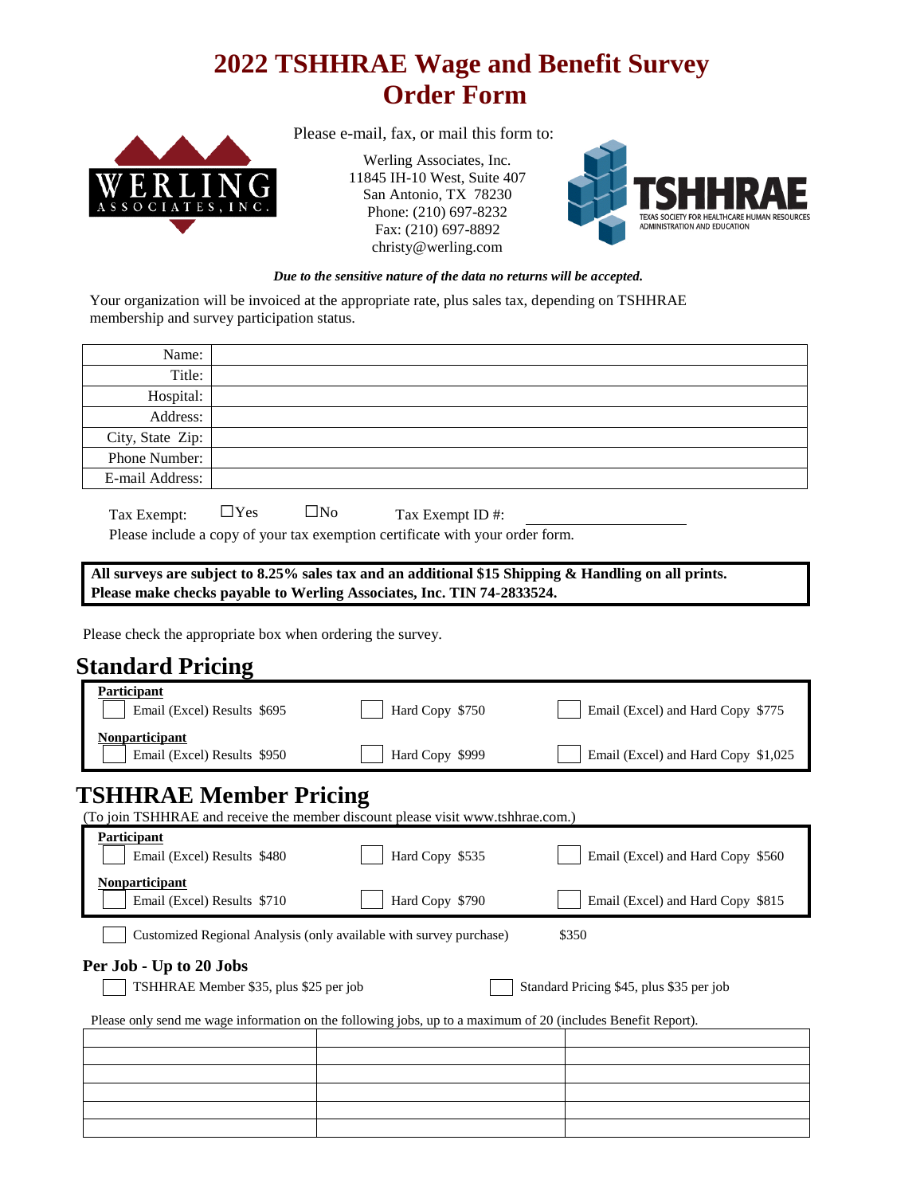# 2022 TSHHRAE Wage and Benefit Survey Order Form

Please e-mail, fax, or mail this form to:

Werling Associates, Inc.
11845 IH-10 West, Suite 407
San Antonio, TX 78230
Phone: (210) 697-8232
Fax: (210) 697-8892
christy@werling.com

***Due to the sensitive nature of the data no returns will be accepted.***

Your organization will be invoiced at the appropriate rate, plus sales tax, depending on TSHHRAE membership and survey participation status.

| | |
|---|---|
| Name: | |
| Title: | |
| Hospital: | |
| Address: | |
| City, State Zip: | |
| Phone Number: | |
| E-mail Address: | |

Tax Exempt: ☐Yes ☐No Tax Exempt ID #: ____________________

Please include a copy of your tax exemption certificate with your order form.

**All surveys are subject to 8.25% sales tax and an additional $15 Shipping & Handling on all prints. Please make checks payable to Werling Associates, Inc. TIN 74-2833524.**

Please check the appropriate box when ordering the survey.

## Standard Pricing

**Participant**

☐ Email (Excel) Results $695 ☐ Hard Copy $750 ☐ Email (Excel) and Hard Copy $775

**Nonparticipant**

☐ Email (Excel) Results $950 ☐ Hard Copy $999 ☐ Email (Excel) and Hard Copy $1,025

## TSHHRAE Member Pricing

(To join TSHHRAE and receive the member discount please visit www.tshhrae.com.)

**Participant**

☐ Email (Excel) Results $480 ☐ Hard Copy $535 ☐ Email (Excel) and Hard Copy $560

**Nonparticipant**

☐ Email (Excel) Results $710 ☐ Hard Copy $790 ☐ Email (Excel) and Hard Copy $815

☐ Customized Regional Analysis (only available with survey purchase) $350

### Per Job - Up to 20 Jobs

☐ TSHHRAE Member $35, plus $25 per job ☐ Standard Pricing $45, plus $35 per job

Please only send me wage information on the following jobs, up to a maximum of 20 (includes Benefit Report).

| | | |
|---|---|---|
| | | |
| | | |
| | | |
| | | |
| | | |
| | | |